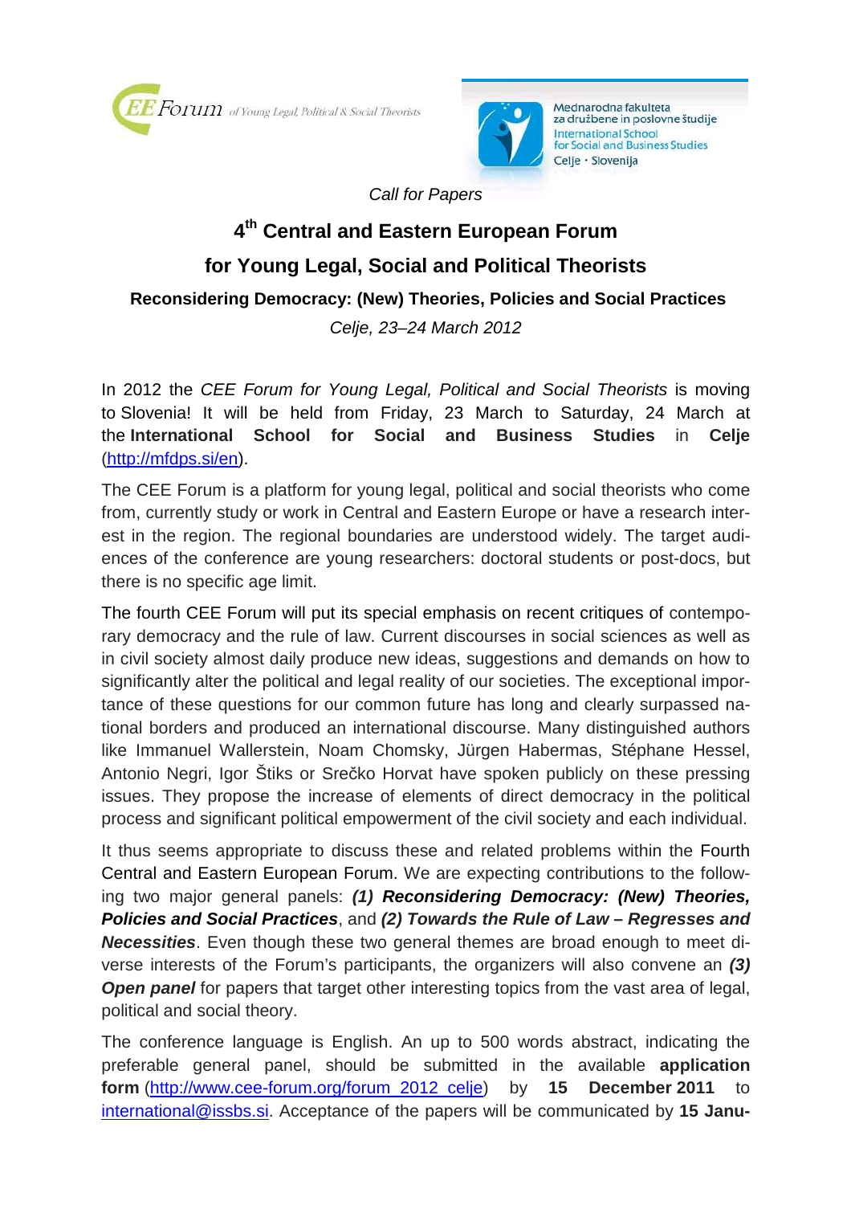EE Forum of Young Legal, Political & Social Theorists

Mednarodna fakulteta za družbene in poslovne študije
International School for Social and Business Studies
Celje · Slovenija

*Call for Papers*

# 4th Central and Eastern European Forum for Young Legal, Social and Political Theorists

## Reconsidering Democracy: (New) Theories, Policies and Social Practices

*Celje, 23–24 March 2012*

In 2012 the *CEE Forum for Young Legal, Political and Social Theorists* is moving to Slovenia! It will be held from Friday, 23 March to Saturday, 24 March at the **International School for Social and Business Studies** in **Celje** (http://mfdps.si/en).

The CEE Forum is a platform for young legal, political and social theorists who come from, currently study or work in Central and Eastern Europe or have a research interest in the region. The regional boundaries are understood widely. The target audiences of the conference are young researchers: doctoral students or post-docs, but there is no specific age limit.

The fourth CEE Forum will put its special emphasis on recent critiques of contemporary democracy and the rule of law. Current discourses in social sciences as well as in civil society almost daily produce new ideas, suggestions and demands on how to significantly alter the political and legal reality of our societies. The exceptional importance of these questions for our common future has long and clearly surpassed national borders and produced an international discourse. Many distinguished authors like Immanuel Wallerstein, Noam Chomsky, Jürgen Habermas, Stéphane Hessel, Antonio Negri, Igor Štiks or Srečko Horvat have spoken publicly on these pressing issues. They propose the increase of elements of direct democracy in the political process and significant political empowerment of the civil society and each individual.

It thus seems appropriate to discuss these and related problems within the Fourth Central and Eastern European Forum. We are expecting contributions to the following two major general panels: ***(1) Reconsidering Democracy: (New) Theories, Policies and Social Practices***, and ***(2) Towards the Rule of Law – Regresses and Necessities***. Even though these two general themes are broad enough to meet diverse interests of the Forum's participants, the organizers will also convene an ***(3) Open panel*** for papers that target other interesting topics from the vast area of legal, political and social theory.

The conference language is English. An up to 500 words abstract, indicating the preferable general panel, should be submitted in the available **application form** (http://www.cee-forum.org/forum_2012_celje) by **15 December 2011** to international@issbs.si. Acceptance of the papers will be communicated by **15 Janu-**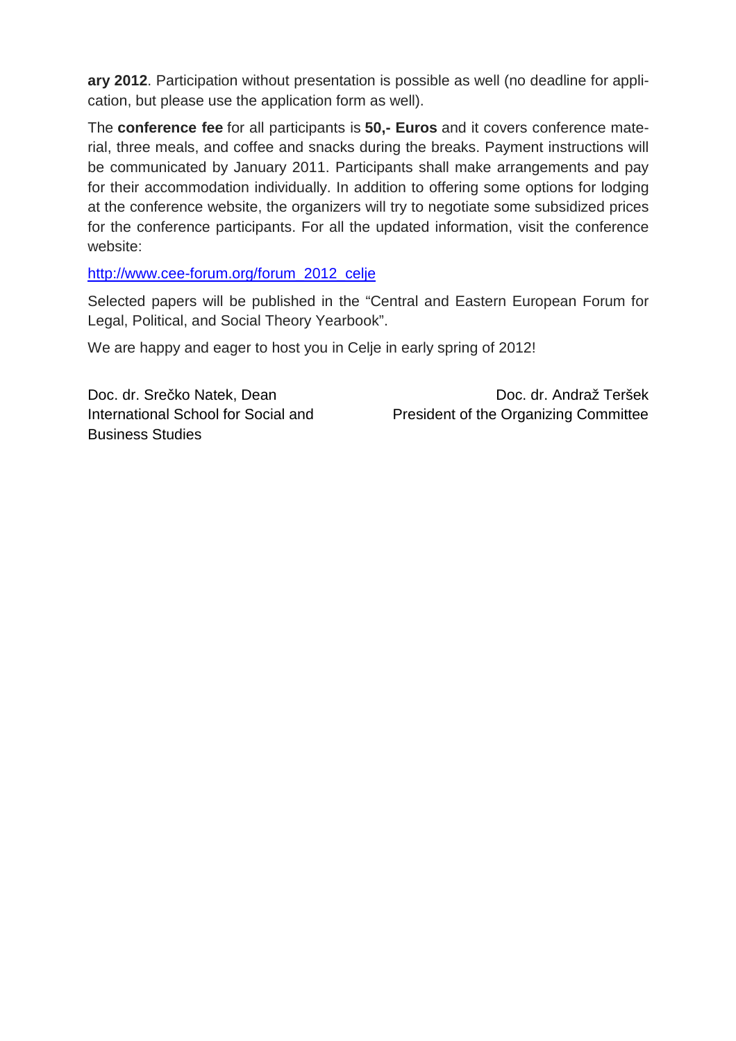**ary 2012**. Participation without presentation is possible as well (no deadline for application, but please use the application form as well).

The **conference fee** for all participants is **50,- Euros** and it covers conference material, three meals, and coffee and snacks during the breaks. Payment instructions will be communicated by January 2011. Participants shall make arrangements and pay for their accommodation individually. In addition to offering some options for lodging at the conference website, the organizers will try to negotiate some subsidized prices for the conference participants. For all the updated information, visit the conference website:

http://www.cee-forum.org/forum_2012_celje

Selected papers will be published in the "Central and Eastern European Forum for Legal, Political, and Social Theory Yearbook".

We are happy and eager to host you in Celje in early spring of 2012!

Doc. dr. Srečko Natek, Dean
International School for Social and Business Studies

Doc. dr. Andraž Teršek
President of the Organizing Committee